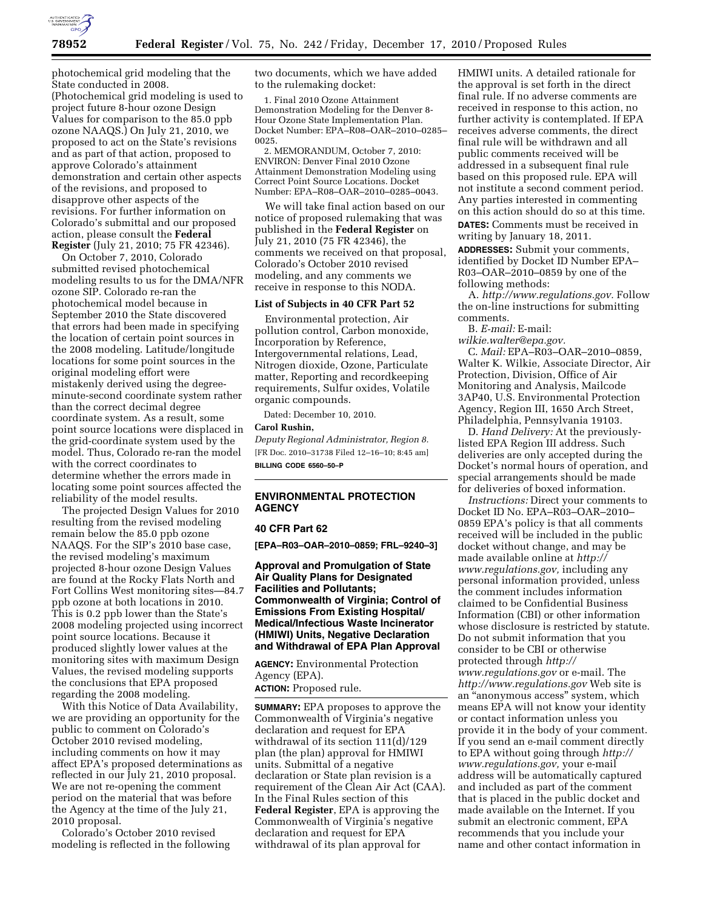photochemical grid modeling that the State conducted in 2008. (Photochemical grid modeling is used to project future 8-hour ozone Design Values for comparison to the 85.0 ppb ozone NAAQS.) On July 21, 2010, we proposed to act on the State's revisions and as part of that action, proposed to approve Colorado's attainment demonstration and certain other aspects of the revisions, and proposed to disapprove other aspects of the revisions. For further information on Colorado's submittal and our proposed action, please consult the **Federal Register** (July 21, 2010; 75 FR 42346).

On October 7, 2010, Colorado submitted revised photochemical modeling results to us for the DMA/NFR ozone SIP. Colorado re-ran the photochemical model because in September 2010 the State discovered that errors had been made in specifying the location of certain point sources in the 2008 modeling. Latitude/longitude locations for some point sources in the original modeling effort were mistakenly derived using the degree-minute-second coordinate system rather than the correct decimal degree coordinate system. As a result, some point source locations were displaced in the grid-coordinate system used by the model. Thus, Colorado re-ran the model with the correct coordinates to determine whether the errors made in locating some point sources affected the reliability of the model results.

The projected Design Values for 2010 resulting from the revised modeling remain below the 85.0 ppb ozone NAAQS. For the SIP's 2010 base case, the revised modeling's maximum projected 8-hour ozone Design Values are found at the Rocky Flats North and Fort Collins West monitoring sites—84.7 ppb ozone at both locations in 2010. This is 0.2 ppb lower than the State's 2008 modeling projected using incorrect point source locations. Because it produced slightly lower values at the monitoring sites with maximum Design Values, the revised modeling supports the conclusions that EPA proposed regarding the 2008 modeling.

With this Notice of Data Availability, we are providing an opportunity for the public to comment on Colorado's October 2010 revised modeling, including comments on how it may affect EPA's proposed determinations as reflected in our July 21, 2010 proposal. We are not re-opening the comment period on the material that was before the Agency at the time of the July 21, 2010 proposal.

Colorado's October 2010 revised modeling is reflected in the following two documents, which we have added to the rulemaking docket:

1. Final 2010 Ozone Attainment Demonstration Modeling for the Denver 8-Hour Ozone State Implementation Plan. Docket Number: EPA–R08–OAR–2010–0285–0025.

2. MEMORANDUM, October 7, 2010: ENVIRON: Denver Final 2010 Ozone Attainment Demonstration Modeling using Correct Point Source Locations. Docket Number: EPA–R08–OAR–2010–0285–0043.

We will take final action based on our notice of proposed rulemaking that was published in the **Federal Register** on July 21, 2010 (75 FR 42346), the comments we received on that proposal, Colorado's October 2010 revised modeling, and any comments we receive in response to this NODA.

**List of Subjects in 40 CFR Part 52**

Environmental protection, Air pollution control, Carbon monoxide, Incorporation by Reference, Intergovernmental relations, Lead, Nitrogen dioxide, Ozone, Particulate matter, Reporting and recordkeeping requirements, Sulfur oxides, Volatile organic compounds.

Dated: December 10, 2010.

**Carol Rushin,**

*Deputy Regional Administrator, Region 8.*

[FR Doc. 2010–31738 Filed 12–16–10; 8:45 am]

**BILLING CODE 6560–50–P**

---

## ENVIRONMENTAL PROTECTION AGENCY

### 40 CFR Part 62

**[EPA–R03–OAR–2010–0859; FRL–9240–3]**

### Approval and Promulgation of State Air Quality Plans for Designated Facilities and Pollutants; Commonwealth of Virginia; Control of Emissions From Existing Hospital/Medical/Infectious Waste Incinerator (HMIWI) Units, Negative Declaration and Withdrawal of EPA Plan Approval

**AGENCY:** Environmental Protection Agency (EPA).

**ACTION:** Proposed rule.

**SUMMARY:** EPA proposes to approve the Commonwealth of Virginia's negative declaration and request for EPA withdrawal of its section 111(d)/129 plan (the plan) approval for HMIWI units. Submittal of a negative declaration or State plan revision is a requirement of the Clean Air Act (CAA). In the Final Rules section of this **Federal Register**, EPA is approving the Commonwealth of Virginia's negative declaration and request for EPA withdrawal of its plan approval for HMIWI units. A detailed rationale for the approval is set forth in the direct final rule. If no adverse comments are received in response to this action, no further activity is contemplated. If EPA receives adverse comments, the direct final rule will be withdrawn and all public comments received will be addressed in a subsequent final rule based on this proposed rule. EPA will not institute a second comment period. Any parties interested in commenting on this action should do so at this time.

**DATES:** Comments must be received in writing by January 18, 2011.

**ADDRESSES:** Submit your comments, identified by Docket ID Number EPA–R03–OAR–2010–0859 by one of the following methods:

A. *http://www.regulations.gov.* Follow the on-line instructions for submitting comments.

B. *E-mail:* E-mail: *wilkie.walter@epa.gov.*

C. *Mail:* EPA–R03–OAR–2010–0859, Walter K. Wilkie, Associate Director, Air Protection, Division, Office of Air Monitoring and Analysis, Mailcode 3AP40, U.S. Environmental Protection Agency, Region III, 1650 Arch Street, Philadelphia, Pennsylvania 19103.

D. *Hand Delivery:* At the previously-listed EPA Region III address. Such deliveries are only accepted during the Docket's normal hours of operation, and special arrangements should be made for deliveries of boxed information.

*Instructions:* Direct your comments to Docket ID No. EPA–R03–OAR–2010–0859 EPA's policy is that all comments received will be included in the public docket without change, and may be made available online at *http://www.regulations.gov,* including any personal information provided, unless the comment includes information claimed to be Confidential Business Information (CBI) or other information whose disclosure is restricted by statute. Do not submit information that you consider to be CBI or otherwise protected through *http://www.regulations.gov* or e-mail. The *http://www.regulations.gov* Web site is an "anonymous access" system, which means EPA will not know your identity or contact information unless you provide it in the body of your comment. If you send an e-mail comment directly to EPA without going through *http://www.regulations.gov,* your e-mail address will be automatically captured and included as part of the comment that is placed in the public docket and made available on the Internet. If you submit an electronic comment, EPA recommends that you include your name and other contact information in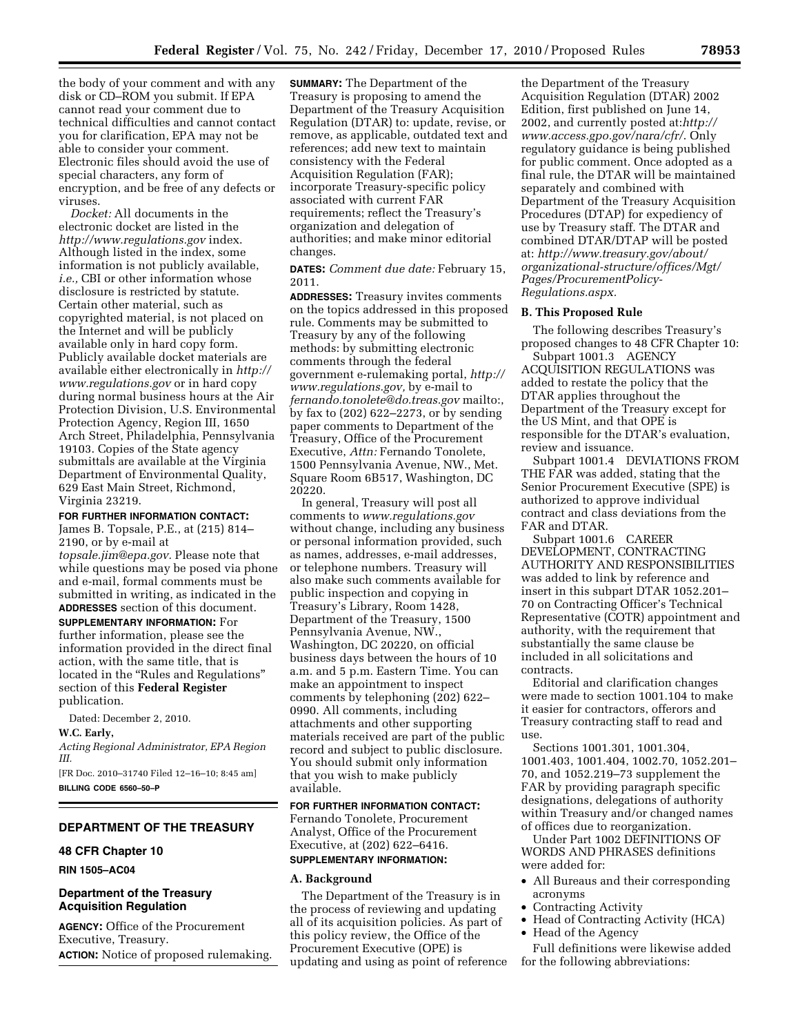the body of your comment and with any disk or CD–ROM you submit. If EPA cannot read your comment due to technical difficulties and cannot contact you for clarification, EPA may not be able to consider your comment. Electronic files should avoid the use of special characters, any form of encryption, and be free of any defects or viruses.

*Docket:* All documents in the electronic docket are listed in the *http://www.regulations.gov* index. Although listed in the index, some information is not publicly available, *i.e.,* CBI or other information whose disclosure is restricted by statute. Certain other material, such as copyrighted material, is not placed on the Internet and will be publicly available only in hard copy form. Publicly available docket materials are available either electronically in *http://www.regulations.gov* or in hard copy during normal business hours at the Air Protection Division, U.S. Environmental Protection Agency, Region III, 1650 Arch Street, Philadelphia, Pennsylvania 19103. Copies of the State agency submittals are available at the Virginia Department of Environmental Quality, 629 East Main Street, Richmond, Virginia 23219.

**FOR FURTHER INFORMATION CONTACT:** James B. Topsale, P.E., at (215) 814–2190, or by e-mail at *topsale.jim@epa.gov.* Please note that while questions may be posed via phone and e-mail, formal comments must be submitted in writing, as indicated in the **ADDRESSES** section of this document.

**SUPPLEMENTARY INFORMATION:** For further information, please see the information provided in the direct final action, with the same title, that is located in the "Rules and Regulations" section of this **Federal Register** publication.

Dated: December 2, 2010.

**W.C. Early,**

*Acting Regional Administrator, EPA Region III.*

[FR Doc. 2010–31740 Filed 12–16–10; 8:45 am]

**BILLING CODE 6560–50–P**

## DEPARTMENT OF THE TREASURY

### 48 CFR Chapter 10

**RIN 1505–AC04**

### Department of the Treasury Acquisition Regulation

**AGENCY:** Office of the Procurement Executive, Treasury.

**ACTION:** Notice of proposed rulemaking.

**SUMMARY:** The Department of the Treasury is proposing to amend the Department of the Treasury Acquisition Regulation (DTAR) to: update, revise, or remove, as applicable, outdated text and references; add new text to maintain consistency with the Federal Acquisition Regulation (FAR); incorporate Treasury-specific policy associated with current FAR requirements; reflect the Treasury's organization and delegation of authorities; and make minor editorial changes.

**DATES:** *Comment due date:* February 15, 2011.

**ADDRESSES:** Treasury invites comments on the topics addressed in this proposed rule. Comments may be submitted to Treasury by any of the following methods: by submitting electronic comments through the federal government e-rulemaking portal, *http://www.regulations.gov,* by e-mail to *fernando.tonolete@do.treas.gov* mailto:, by fax to (202) 622–2273, or by sending paper comments to Department of the Treasury, Office of the Procurement Executive, *Attn:* Fernando Tonolete, 1500 Pennsylvania Avenue, NW., Met. Square Room 6B517, Washington, DC 20220.

In general, Treasury will post all comments to *www.regulations.gov* without change, including any business or personal information provided, such as names, addresses, e-mail addresses, or telephone numbers. Treasury will also make such comments available for public inspection and copying in Treasury's Library, Room 1428, Department of the Treasury, 1500 Pennsylvania Avenue, NW., Washington, DC 20220, on official business days between the hours of 10 a.m. and 5 p.m. Eastern Time. You can make an appointment to inspect comments by telephoning (202) 622–0990. All comments, including attachments and other supporting materials received are part of the public record and subject to public disclosure. You should submit only information that you wish to make publicly available.

**FOR FURTHER INFORMATION CONTACT:** Fernando Tonolete, Procurement Analyst, Office of the Procurement Executive, at (202) 622–6416.

**SUPPLEMENTARY INFORMATION:**

### A. Background

The Department of the Treasury is in the process of reviewing and updating all of its acquisition policies. As part of this policy review, the Office of the Procurement Executive (OPE) is updating and using as point of reference the Department of the Treasury Acquisition Regulation (DTAR) 2002 Edition, first published on June 14, 2002, and currently posted at:*http://www.access.gpo.gov/nara/cfr/.* Only regulatory guidance is being published for public comment. Once adopted as a final rule, the DTAR will be maintained separately and combined with Department of the Treasury Acquisition Procedures (DTAP) for expediency of use by Treasury staff. The DTAR and combined DTAR/DTAP will be posted at: *http://www.treasury.gov/about/organizational-structure/offices/Mgt/Pages/ProcurementPolicy-Regulations.aspx.*

### B. This Proposed Rule

The following describes Treasury's proposed changes to 48 CFR Chapter 10:

Subpart 1001.3 AGENCY ACQUISITION REGULATIONS was added to restate the policy that the DTAR applies throughout the Department of the Treasury except for the US Mint, and that OPE is responsible for the DTAR's evaluation, review and issuance.

Subpart 1001.4 DEVIATIONS FROM THE FAR was added, stating that the Senior Procurement Executive (SPE) is authorized to approve individual contract and class deviations from the FAR and DTAR.

Subpart 1001.6 CAREER DEVELOPMENT, CONTRACTING AUTHORITY AND RESPONSIBILITIES was added to link by reference and insert in this subpart DTAR 1052.201–70 on Contracting Officer's Technical Representative (COTR) appointment and authority, with the requirement that substantially the same clause be included in all solicitations and contracts.

Editorial and clarification changes were made to section 1001.104 to make it easier for contractors, offerors and Treasury contracting staff to read and use.

Sections 1001.301, 1001.304, 1001.403, 1001.404, 1002.70, 1052.201–70, and 1052.219–73 supplement the FAR by providing paragraph specific designations, delegations of authority within Treasury and/or changed names of offices due to reorganization.

Under Part 1002 DEFINITIONS OF WORDS AND PHRASES definitions were added for:

- All Bureaus and their corresponding acronyms
- Contracting Activity
- Head of Contracting Activity (HCA)
- Head of the Agency

Full definitions were likewise added for the following abbreviations: